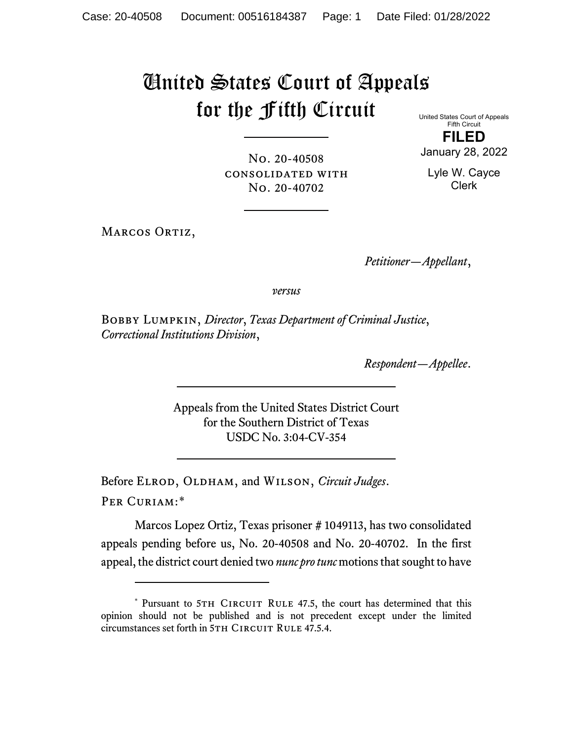# United States Court of Appeals for the Fifth Circuit

United States Court of Appeals
Fifth Circuit

**FILED**

January 28, 2022

Lyle W. Cayce
Clerk

No. 20-40508
consolidated with
No. 20-40702

Marcos Ortiz,

*Petitioner—Appellant*,

*versus*

Bobby Lumpkin, *Director*, *Texas Department of Criminal Justice*, *Correctional Institutions Division*,

*Respondent—Appellee*.

Appeals from the United States District Court
for the Southern District of Texas
USDC No. 3:04-CV-354

Before Elrod, Oldham, and Wilson, *Circuit Judges*.

Per Curiam:*

Marcos Lopez Ortiz, Texas prisoner # 1049113, has two consolidated appeals pending before us, No. 20-40508 and No. 20-40702. In the first appeal, the district court denied two *nunc pro tunc* motions that sought to have

---

* Pursuant to 5th Circuit Rule 47.5, the court has determined that this opinion should not be published and is not precedent except under the limited circumstances set forth in 5th Circuit Rule 47.5.4.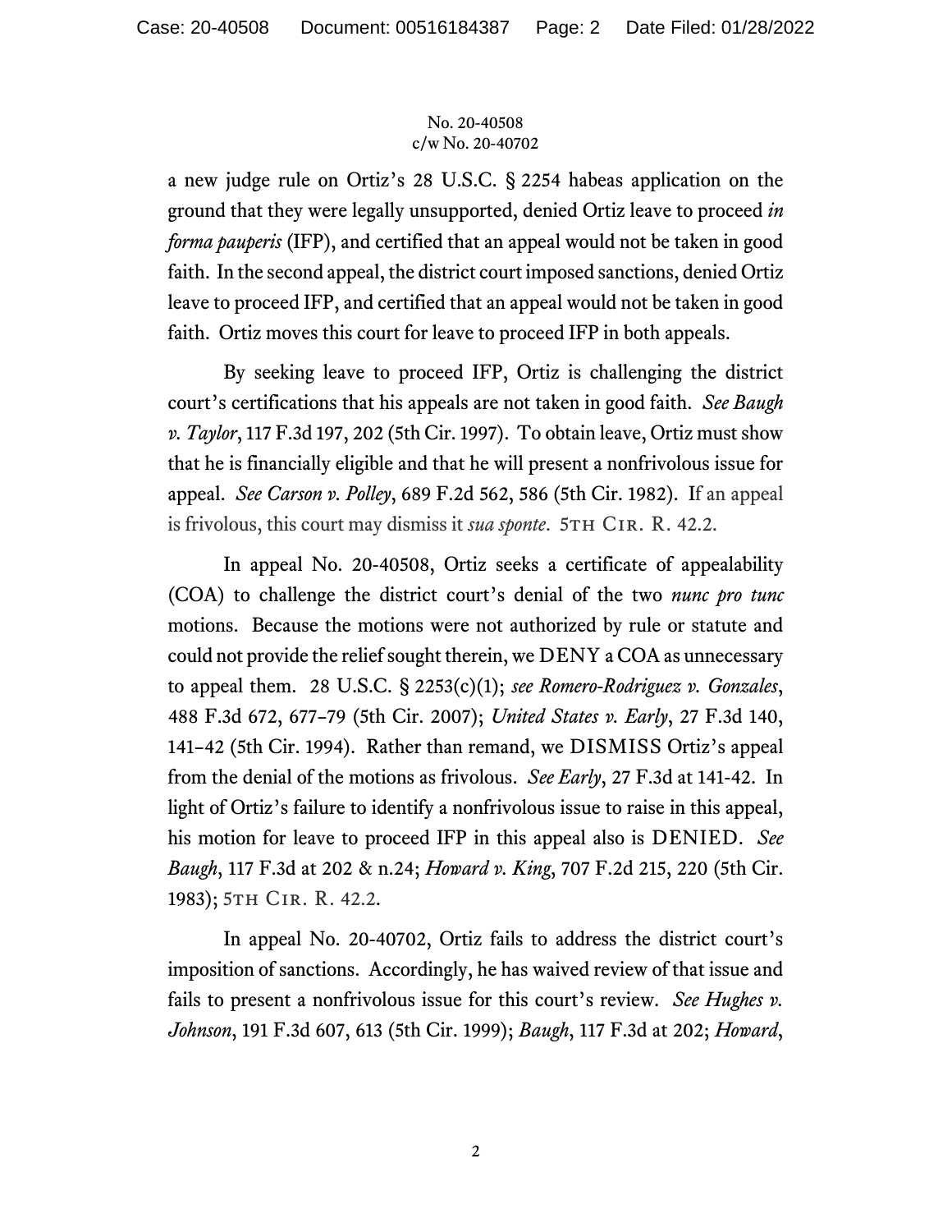a new judge rule on Ortiz's 28 U.S.C. § 2254 habeas application on the ground that they were legally unsupported, denied Ortiz leave to proceed *in forma pauperis* (IFP), and certified that an appeal would not be taken in good faith. In the second appeal, the district court imposed sanctions, denied Ortiz leave to proceed IFP, and certified that an appeal would not be taken in good faith. Ortiz moves this court for leave to proceed IFP in both appeals.

By seeking leave to proceed IFP, Ortiz is challenging the district court's certifications that his appeals are not taken in good faith. *See Baugh v. Taylor*, 117 F.3d 197, 202 (5th Cir. 1997). To obtain leave, Ortiz must show that he is financially eligible and that he will present a nonfrivolous issue for appeal. *See Carson v. Polley*, 689 F.2d 562, 586 (5th Cir. 1982). If an appeal is frivolous, this court may dismiss it *sua sponte*. 5TH CIR. R. 42.2.

In appeal No. 20-40508, Ortiz seeks a certificate of appealability (COA) to challenge the district court's denial of the two *nunc pro tunc* motions. Because the motions were not authorized by rule or statute and could not provide the relief sought therein, we DENY a COA as unnecessary to appeal them. 28 U.S.C. § 2253(c)(1); *see Romero-Rodriguez v. Gonzales*, 488 F.3d 672, 677–79 (5th Cir. 2007); *United States v. Early*, 27 F.3d 140, 141–42 (5th Cir. 1994). Rather than remand, we DISMISS Ortiz's appeal from the denial of the motions as frivolous. *See Early*, 27 F.3d at 141-42. In light of Ortiz's failure to identify a nonfrivolous issue to raise in this appeal, his motion for leave to proceed IFP in this appeal also is DENIED. *See Baugh*, 117 F.3d at 202 & n.24; *Howard v. King*, 707 F.2d 215, 220 (5th Cir. 1983); 5TH CIR. R. 42.2.

In appeal No. 20-40702, Ortiz fails to address the district court's imposition of sanctions. Accordingly, he has waived review of that issue and fails to present a nonfrivolous issue for this court's review. *See Hughes v. Johnson*, 191 F.3d 607, 613 (5th Cir. 1999); *Baugh*, 117 F.3d at 202; *Howard*,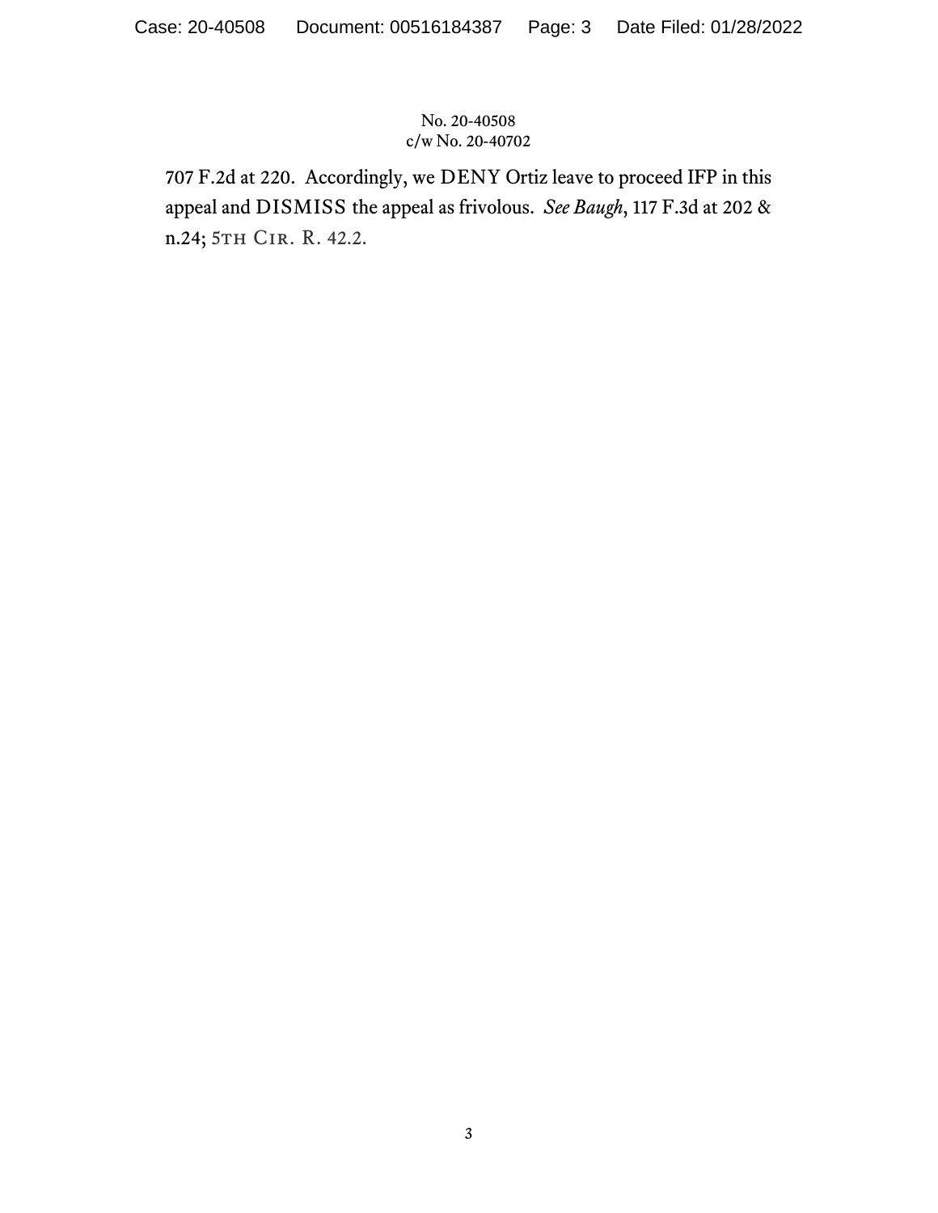707 F.2d at 220. Accordingly, we DENY Ortiz leave to proceed IFP in this appeal and DISMISS the appeal as frivolous. *See Baugh*, 117 F.3d at 202 & n.24; 5TH CIR. R. 42.2.